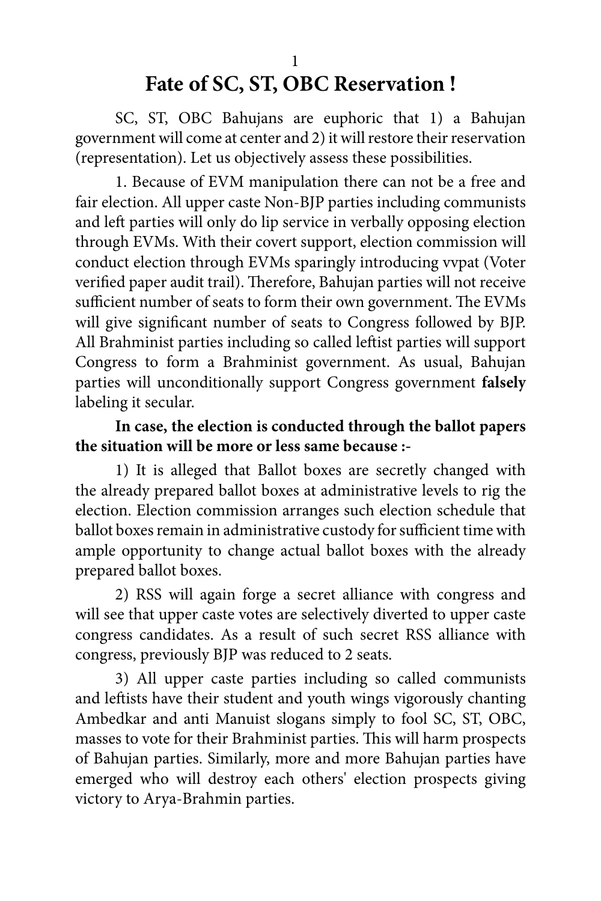# Fate of SC, ST, OBC Reservation !

SC, ST, OBC Bahujans are euphoric that 1) a Bahujan government will come at center and 2) it will restore their reservation (representation). Let us objectively assess these possibilities.

1. Because of EVM manipulation there can not be a free and fair election. All upper caste Non-BJP parties including communists and left parties will only do lip service in verbally opposing election through EVMs. With their covert support, election commission will conduct election through EVMs sparingly introducing vvpat (Voter verified paper audit trail). Therefore, Bahujan parties will not receive sufficient number of seats to form their own government. The EVMs will give significant number of seats to Congress followed by BJP. All Brahminist parties including so called leftist parties will support Congress to form a Brahminist government. As usual, Bahujan parties will unconditionally support Congress government **falsely** labeling it secular.

**In case, the election is conducted through the ballot papers the situation will be more or less same because :-**

1) It is alleged that Ballot boxes are secretly changed with the already prepared ballot boxes at administrative levels to rig the election. Election commission arranges such election schedule that ballot boxes remain in administrative custody for sufficient time with ample opportunity to change actual ballot boxes with the already prepared ballot boxes.

2) RSS will again forge a secret alliance with congress and will see that upper caste votes are selectively diverted to upper caste congress candidates. As a result of such secret RSS alliance with congress, previously BJP was reduced to 2 seats.

3) All upper caste parties including so called communists and leftists have their student and youth wings vigorously chanting Ambedkar and anti Manuist slogans simply to fool SC, ST, OBC, masses to vote for their Brahminist parties. This will harm prospects of Bahujan parties. Similarly, more and more Bahujan parties have emerged who will destroy each others' election prospects giving victory to Arya-Brahmin parties.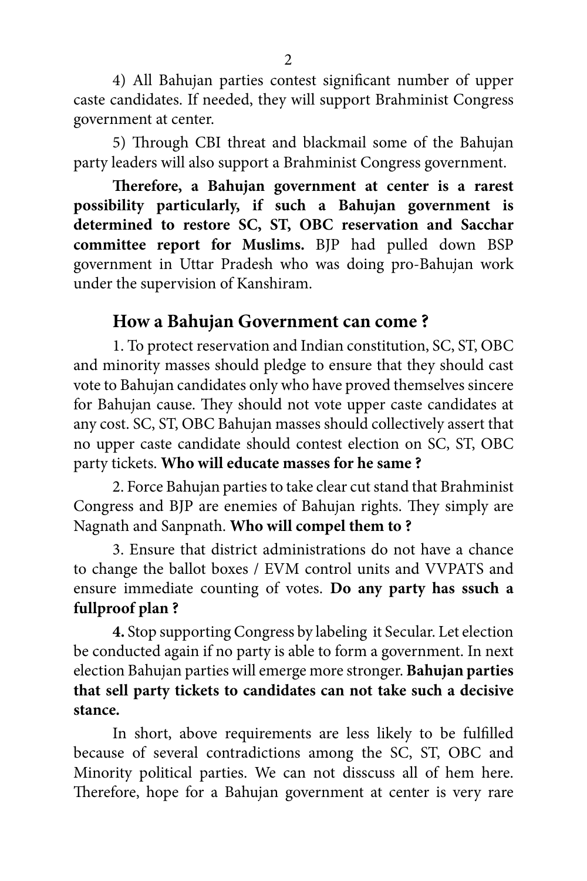4) All Bahujan parties contest significant number of upper caste candidates. If needed, they will support Brahminist Congress government at center.

5) Through CBI threat and blackmail some of the Bahujan party leaders will also support a Brahminist Congress government.

**Therefore, a Bahujan government at center is a rarest possibility particularly, if such a Bahujan government is determined to restore SC, ST, OBC reservation and Sacchar committee report for Muslims.** BJP had pulled down BSP government in Uttar Pradesh who was doing pro-Bahujan work under the supervision of Kanshiram.

## How a Bahujan Government can come ?

1. To protect reservation and Indian constitution, SC, ST, OBC and minority masses should pledge to ensure that they should cast vote to Bahujan candidates only who have proved themselves sincere for Bahujan cause. They should not vote upper caste candidates at any cost. SC, ST, OBC Bahujan masses should collectively assert that no upper caste candidate should contest election on SC, ST, OBC party tickets. **Who will educate masses for he same ?**

2. Force Bahujan parties to take clear cut stand that Brahminist Congress and BJP are enemies of Bahujan rights. They simply are Nagnath and Sanpnath. **Who will compel them to ?**

3. Ensure that district administrations do not have a chance to change the ballot boxes / EVM control units and VVPATS and ensure immediate counting of votes. **Do any party has ssuch a fullproof plan ?**

**4.** Stop supporting Congress by labeling it Secular. Let election be conducted again if no party is able to form a government. In next election Bahujan parties will emerge more stronger. **Bahujan parties that sell party tickets to candidates can not take such a decisive stance.**

In short, above requirements are less likely to be fulfilled because of several contradictions among the SC, ST, OBC and Minority political parties. We can not disscuss all of hem here. Therefore, hope for a Bahujan government at center is very rare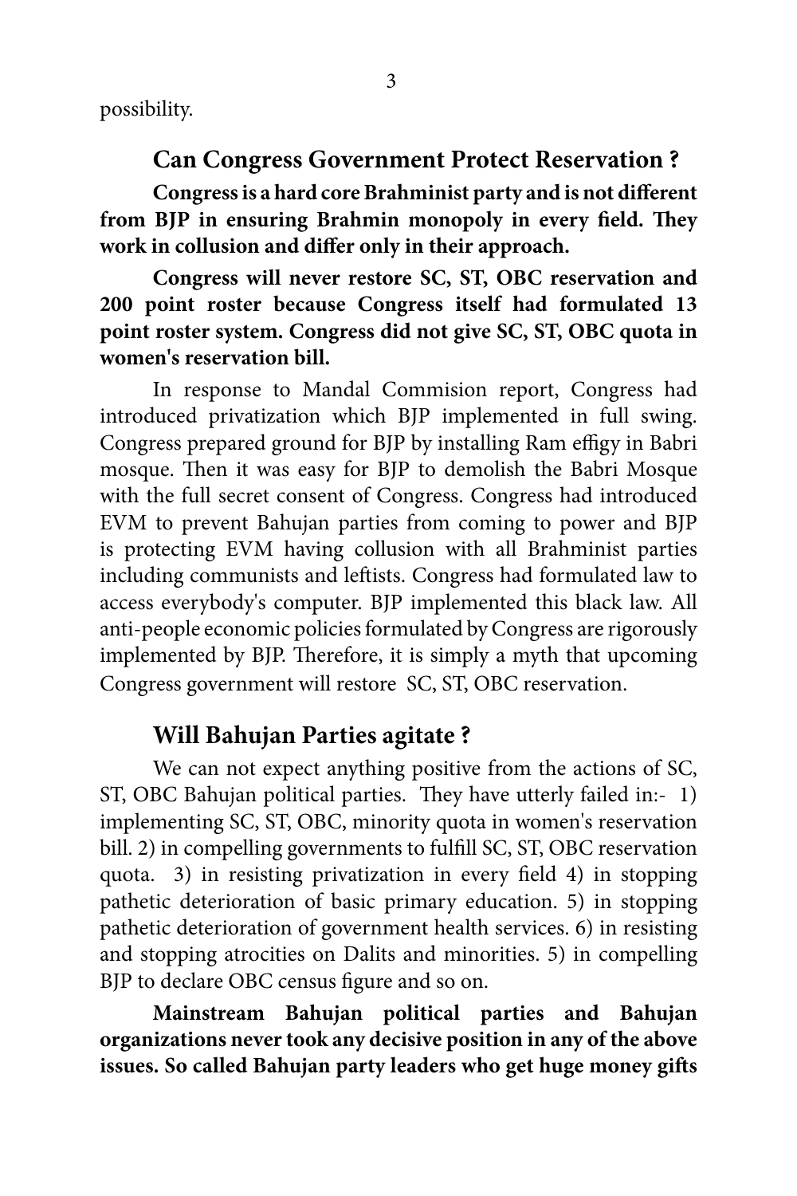possibility.

## Can Congress Government Protect Reservation ?

**Congress is a hard core Brahminist party and is not different from BJP in ensuring Brahmin monopoly in every field. They work in collusion and differ only in their approach.**

**Congress will never restore SC, ST, OBC reservation and 200 point roster because Congress itself had formulated 13 point roster system. Congress did not give SC, ST, OBC quota in women's reservation bill.**

In response to Mandal Commision report, Congress had introduced privatization which BJP implemented in full swing. Congress prepared ground for BJP by installing Ram effigy in Babri mosque. Then it was easy for BJP to demolish the Babri Mosque with the full secret consent of Congress. Congress had introduced EVM to prevent Bahujan parties from coming to power and BJP is protecting EVM having collusion with all Brahminist parties including communists and leftists. Congress had formulated law to access everybody's computer. BJP implemented this black law. All anti-people economic policies formulated by Congress are rigorously implemented by BJP. Therefore, it is simply a myth that upcoming Congress government will restore SC, ST, OBC reservation.

## Will Bahujan Parties agitate ?

We can not expect anything positive from the actions of SC, ST, OBC Bahujan political parties. They have utterly failed in:- 1) implementing SC, ST, OBC, minority quota in women's reservation bill. 2) in compelling governments to fulfill SC, ST, OBC reservation quota. 3) in resisting privatization in every field 4) in stopping pathetic deterioration of basic primary education. 5) in stopping pathetic deterioration of government health services. 6) in resisting and stopping atrocities on Dalits and minorities. 5) in compelling BJP to declare OBC census figure and so on.

**Mainstream Bahujan political parties and Bahujan organizations never took any decisive position in any of the above issues. So called Bahujan party leaders who get huge money gifts**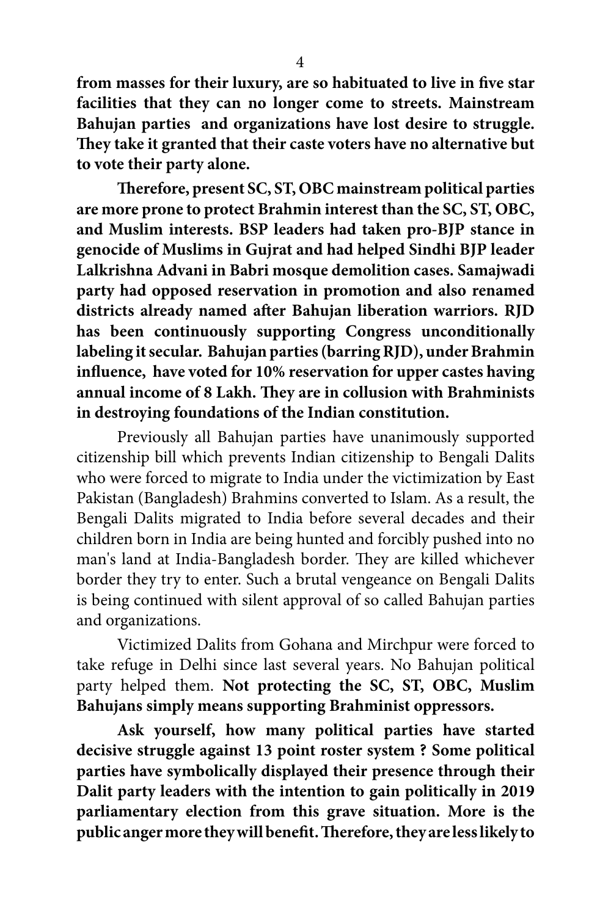**from masses for their luxury, are so habituated to live in five star facilities that they can no longer come to streets. Mainstream Bahujan parties and organizations have lost desire to struggle. They take it granted that their caste voters have no alternative but to vote their party alone.**

**Therefore, present SC, ST, OBC mainstream political parties are more prone to protect Brahmin interest than the SC, ST, OBC, and Muslim interests. BSP leaders had taken pro-BJP stance in genocide of Muslims in Gujrat and had helped Sindhi BJP leader Lalkrishna Advani in Babri mosque demolition cases. Samajwadi party had opposed reservation in promotion and also renamed districts already named after Bahujan liberation warriors. RJD has been continuously supporting Congress unconditionally labeling it secular. Bahujan parties (barring RJD), under Brahmin influence, have voted for 10% reservation for upper castes having annual income of 8 Lakh. They are in collusion with Brahminists in destroying foundations of the Indian constitution.**

Previously all Bahujan parties have unanimously supported citizenship bill which prevents Indian citizenship to Bengali Dalits who were forced to migrate to India under the victimization by East Pakistan (Bangladesh) Brahmins converted to Islam. As a result, the Bengali Dalits migrated to India before several decades and their children born in India are being hunted and forcibly pushed into no man's land at India-Bangladesh border. They are killed whichever border they try to enter. Such a brutal vengeance on Bengali Dalits is being continued with silent approval of so called Bahujan parties and organizations.

Victimized Dalits from Gohana and Mirchpur were forced to take refuge in Delhi since last several years. No Bahujan political party helped them. **Not protecting the SC, ST, OBC, Muslim Bahujans simply means supporting Brahminist oppressors.**

**Ask yourself, how many political parties have started decisive struggle against 13 point roster system ? Some political parties have symbolically displayed their presence through their Dalit party leaders with the intention to gain politically in 2019 parliamentary election from this grave situation. More is the public anger more they will benefit. Therefore, they are less likely to**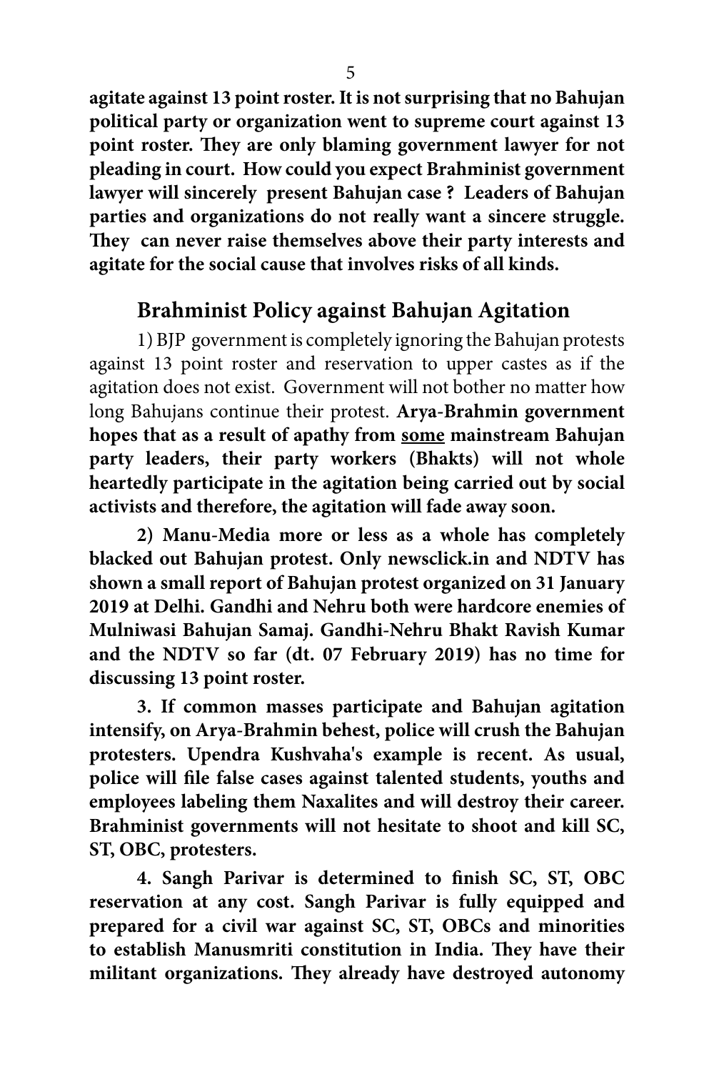**agitate against 13 point roster. It is not surprising that no Bahujan political party or organization went to supreme court against 13 point roster. They are only blaming government lawyer for not pleading in court. How could you expect Brahminist government lawyer will sincerely present Bahujan case ? Leaders of Bahujan parties and organizations do not really want a sincere struggle. They can never raise themselves above their party interests and agitate for the social cause that involves risks of all kinds.**

## Brahminist Policy against Bahujan Agitation

1) BJP government is completely ignoring the Bahujan protests against 13 point roster and reservation to upper castes as if the agitation does not exist. Government will not bother no matter how long Bahujans continue their protest. **Arya-Brahmin government hopes that as a result of apathy from <u>some</u> mainstream Bahujan party leaders, their party workers (Bhakts) will not whole heartedly participate in the agitation being carried out by social activists and therefore, the agitation will fade away soon.**

**2) Manu-Media more or less as a whole has completely blacked out Bahujan protest. Only newsclick.in and NDTV has shown a small report of Bahujan protest organized on 31 January 2019 at Delhi. Gandhi and Nehru both were hardcore enemies of Mulniwasi Bahujan Samaj. Gandhi-Nehru Bhakt Ravish Kumar and the NDTV so far (dt. 07 February 2019) has no time for discussing 13 point roster.**

**3. If common masses participate and Bahujan agitation intensify, on Arya-Brahmin behest, police will crush the Bahujan protesters. Upendra Kushvaha's example is recent. As usual, police will file false cases against talented students, youths and employees labeling them Naxalites and will destroy their career. Brahminist governments will not hesitate to shoot and kill SC, ST, OBC, protesters.**

**4. Sangh Parivar is determined to finish SC, ST, OBC reservation at any cost. Sangh Parivar is fully equipped and prepared for a civil war against SC, ST, OBCs and minorities to establish Manusmriti constitution in India. They have their militant organizations. They already have destroyed autonomy**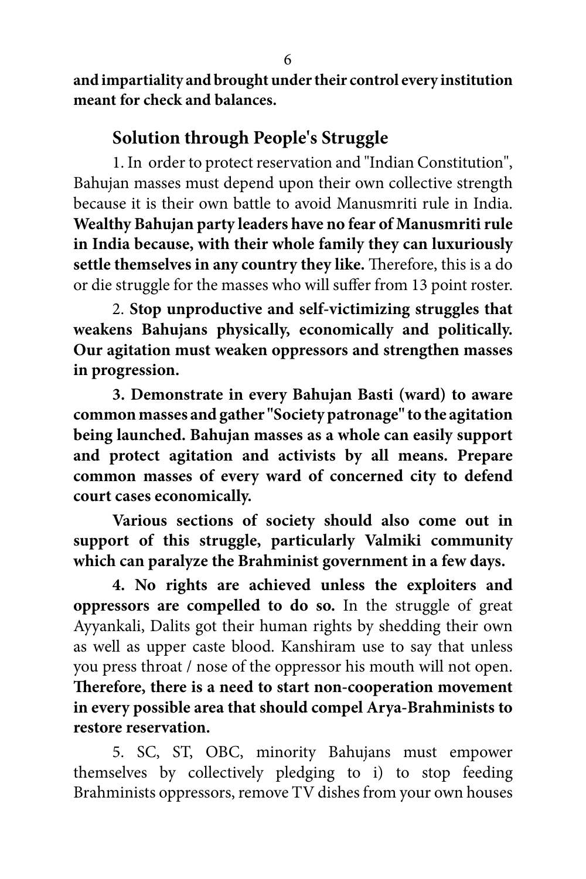**and impartiality and brought under their control every institution meant for check and balances.**

## Solution through People's Struggle

1. In order to protect reservation and "Indian Constitution", Bahujan masses must depend upon their own collective strength because it is their own battle to avoid Manusmriti rule in India. **Wealthy Bahujan party leaders have no fear of Manusmriti rule in India because, with their whole family they can luxuriously settle themselves in any country they like.** Therefore, this is a do or die struggle for the masses who will suffer from 13 point roster.

2. **Stop unproductive and self-victimizing struggles that weakens Bahujans physically, economically and politically. Our agitation must weaken oppressors and strengthen masses in progression.**

**3. Demonstrate in every Bahujan Basti (ward) to aware common masses and gather "Society patronage" to the agitation being launched. Bahujan masses as a whole can easily support and protect agitation and activists by all means. Prepare common masses of every ward of concerned city to defend court cases economically.**

**Various sections of society should also come out in support of this struggle, particularly Valmiki community which can paralyze the Brahminist government in a few days.**

**4. No rights are achieved unless the exploiters and oppressors are compelled to do so.** In the struggle of great Ayyankali, Dalits got their human rights by shedding their own as well as upper caste blood. Kanshiram use to say that unless you press throat / nose of the oppressor his mouth will not open. **Therefore, there is a need to start non-cooperation movement in every possible area that should compel Arya-Brahminists to restore reservation.**

5. SC, ST, OBC, minority Bahujans must empower themselves by collectively pledging to i) to stop feeding Brahminists oppressors, remove TV dishes from your own houses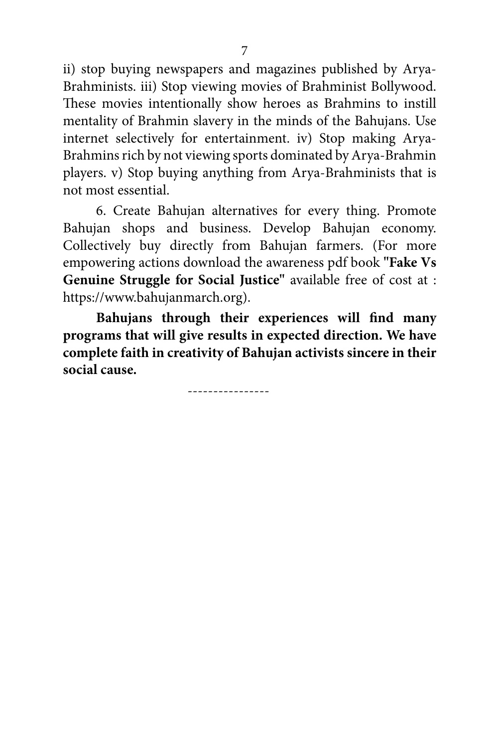ii) stop buying newspapers and magazines published by Arya-Brahminists. iii) Stop viewing movies of Brahminist Bollywood. These movies intentionally show heroes as Brahmins to instill mentality of Brahmin slavery in the minds of the Bahujans. Use internet selectively for entertainment. iv) Stop making Arya-Brahmins rich by not viewing sports dominated by Arya-Brahmin players. v) Stop buying anything from Arya-Brahminists that is not most essential.

6. Create Bahujan alternatives for every thing. Promote Bahujan shops and business. Develop Bahujan economy. Collectively buy directly from Bahujan farmers. (For more empowering actions download the awareness pdf book **"Fake Vs Genuine Struggle for Social Justice"** available free of cost at : https://www.bahujanmarch.org).

**Bahujans through their experiences will find many programs that will give results in expected direction. We have complete faith in creativity of Bahujan activists sincere in their social cause.**

----------------